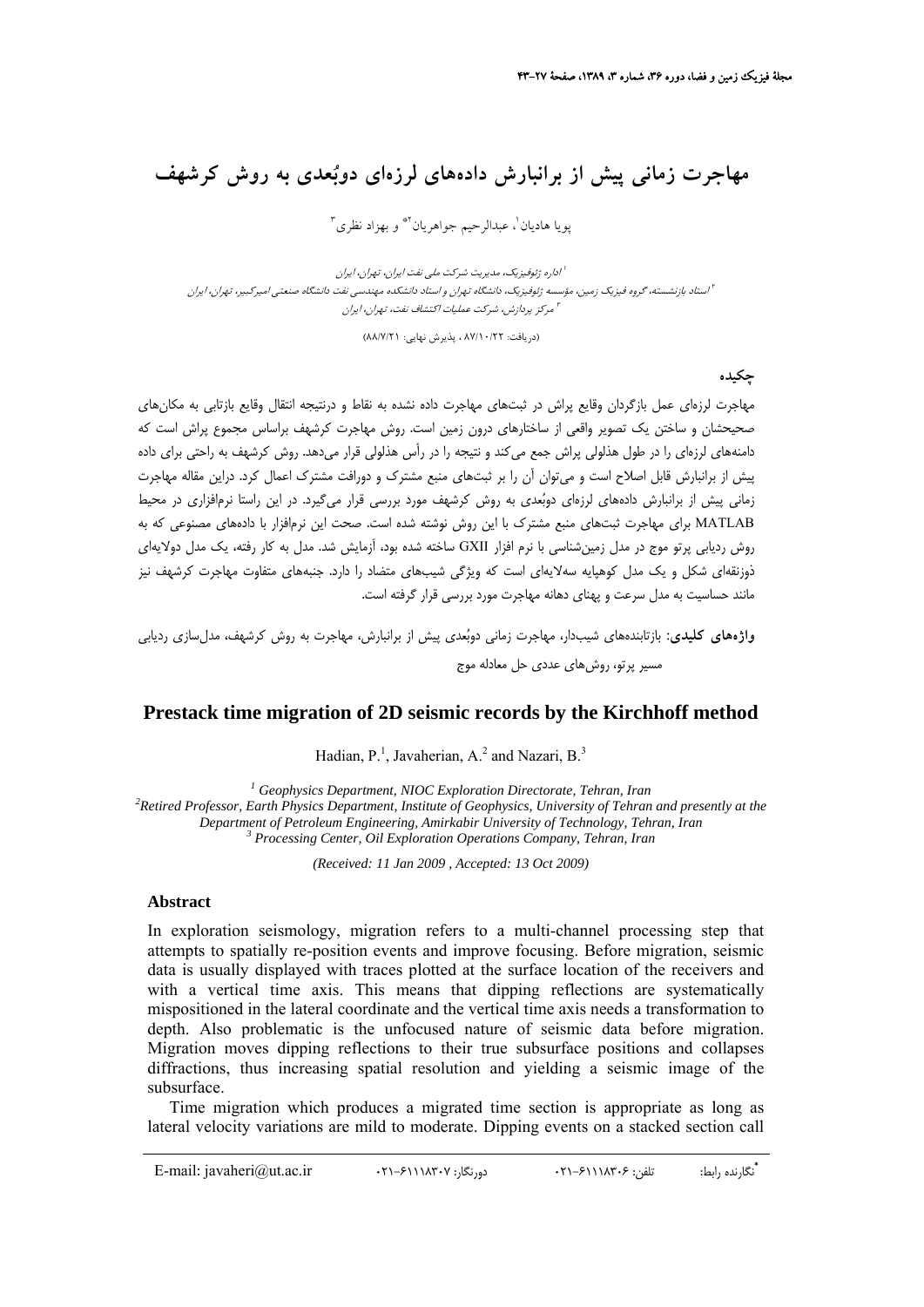# مهاجرت زمانی پیش از برانبارش داده‌های لرزه‌ای دوبُعدی به روش کرشهف

پویا هادیان[1]، عبدالرحیم جواهریان[2]* و بهزاد نظری[3]

[1] اداره ژئوفیزیک، مدیریت شرکت ملی نفت ایران، تهران، ایران

[2] استاد بازنشسته، گروه فیزیک زمین، مؤسسه ژئوفیزیک، دانشگاه تهران و استاد دانشکده مهندسی نفت دانشگاه صنعتی امیرکبیر، تهران، ایران

[3] مرکز پردازش، شرکت عملیات اکتشاف نفت، تهران، ایران

(دریافت: ۸۷/۱۰/۲۲ ، پذیرش نهایی: ۸۸/۷/۲۱)

## چکیده

مهاجرت لرزه‌ای عمل بازگردان وقایع پراش در ثبت‌های مهاجرت داده نشده به نقاط و درنتیجه انتقال وقایع بازتابی به مکان‌های صحیحشان و ساختن یک تصویر واقعی از ساختارهای درون زمین است. روش مهاجرت کرشهف براساس مجموع پراش است که دامنه‌های لرزه‌ای را در طول هذلولی پراش جمع می‌کند و نتیجه را در رأس هذلولی قرار می‌دهد. روش کرشهف به راحتی برای داده پیش از برانبارش قابل اصلاح است و می‌توان آن را بر ثبت‌های منبع مشترک و دورافت مشترک اعمال کرد. دراین مقاله مهاجرت زمانی پیش از برانبارش داده‌های لرزه‌ای دوبُعدی به روش کرشهف مورد بررسی قرار می‌گیرد. در این راستا نرم‌افزاری در محیط MATLAB برای مهاجرت ثبت‌های منبع مشترک با این روش نوشته شده است. صحت این نرم‌افزار با داده‌های مصنوعی که به روش ردیابی پرتو موج در مدل زمین‌شناسی با نرم افزار GXII ساخته شده بود، آزمایش شد. مدل به کار رفته، یک مدل دولایه‌ای ذوزنقه‌ای شکل و یک مدل کوهپایه سه‌لایه‌ای است که ویژگی شیب‌های متضاد را دارد. جنبه‌های متفاوت مهاجرت کرشهف نیز مانند حساسیت به مدل سرعت و پهنای دهانه مهاجرت مورد بررسی قرار گرفته است.

**واژه‌های کلیدی:** بازتابنده‌های شیبدار، مهاجرت زمانی دوبُعدی پیش از برانبارش، مهاجرت به روش کرشهف، مدل‌سازی ردیابی مسیر پرتو، روش‌های عددی حل معادله موج

# Prestack time migration of 2D seismic records by the Kirchhoff method

Hadian, P.[1], Javaherian, A.[2] and Nazari, B.[3]

[1] *Geophysics Department, NIOC Exploration Directorate, Tehran, Iran*

[2] *Retired Professor, Earth Physics Department, Institute of Geophysics, University of Tehran and presently at the Department of Petroleum Engineering, Amirkabir University of Technology, Tehran, Iran*

[3] *Processing Center, Oil Exploration Operations Company, Tehran, Iran*

*(Received: 11 Jan 2009 , Accepted: 13 Oct 2009)*

## Abstract

In exploration seismology, migration refers to a multi-channel processing step that attempts to spatially re-position events and improve focusing. Before migration, seismic data is usually displayed with traces plotted at the surface location of the receivers and with a vertical time axis. This means that dipping reflections are systematically mispositioned in the lateral coordinate and the vertical time axis needs a transformation to depth. Also problematic is the unfocused nature of seismic data before migration. Migration moves dipping reflections to their true subsurface positions and collapses diffractions, thus increasing spatial resolution and yielding a seismic image of the subsurface.

Time migration which produces a migrated time section is appropriate as long as lateral velocity variations are mild to moderate. Dipping events on a stacked section call

---

*نگارنده رابط: تلفن: ۰۲۱-۶۱۱۱۸۳۰۶ دورنگار: ۰۲۱-۶۱۱۱۸۳۰۷ E-mail: javaheri@ut.ac.ir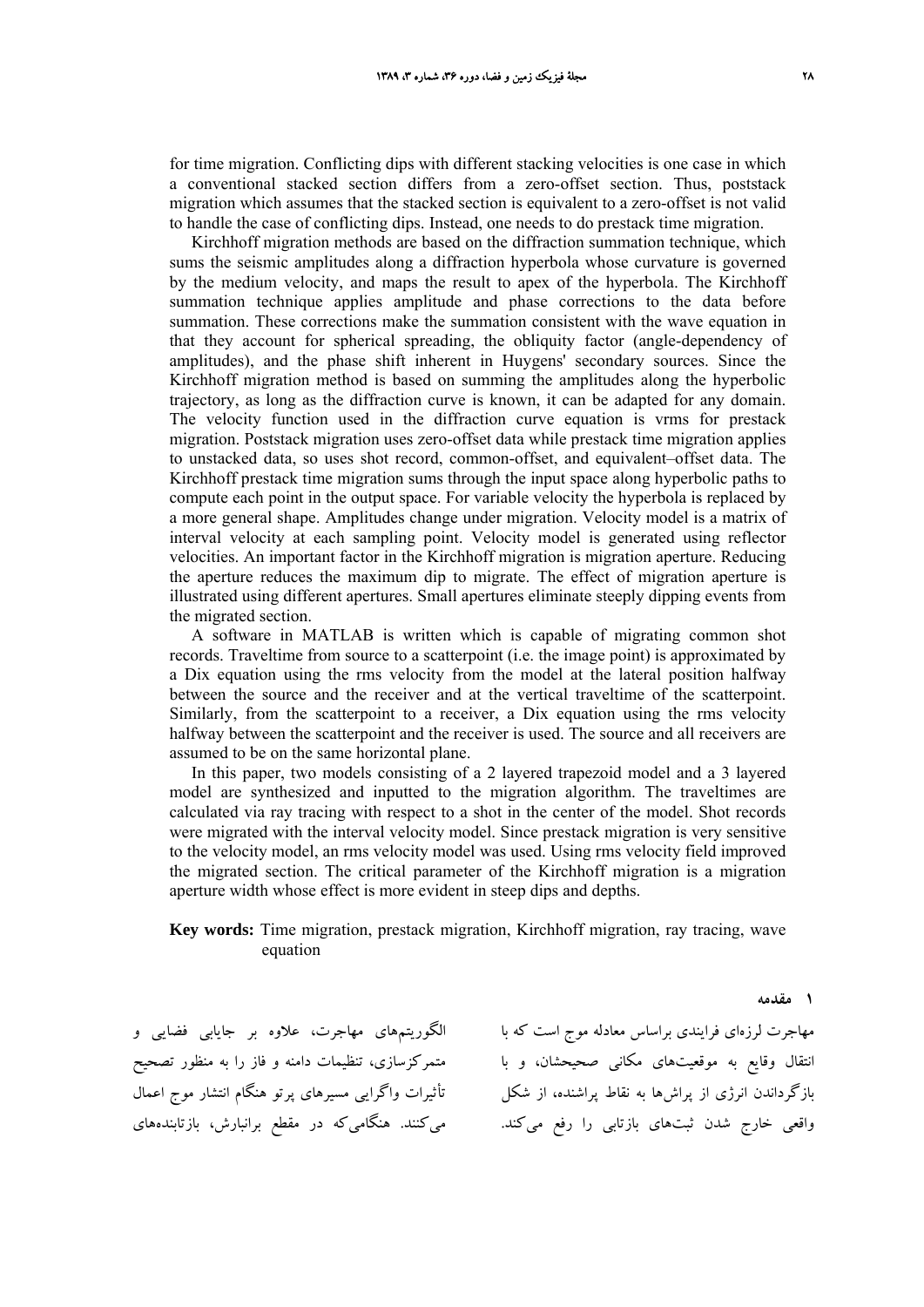for time migration. Conflicting dips with different stacking velocities is one case in which a conventional stacked section differs from a zero-offset section. Thus, poststack migration which assumes that the stacked section is equivalent to a zero-offset is not valid to handle the case of conflicting dips. Instead, one needs to do prestack time migration.

Kirchhoff migration methods are based on the diffraction summation technique, which sums the seismic amplitudes along a diffraction hyperbola whose curvature is governed by the medium velocity, and maps the result to apex of the hyperbola. The Kirchhoff summation technique applies amplitude and phase corrections to the data before summation. These corrections make the summation consistent with the wave equation in that they account for spherical spreading, the obliquity factor (angle-dependency of amplitudes), and the phase shift inherent in Huygens' secondary sources. Since the Kirchhoff migration method is based on summing the amplitudes along the hyperbolic trajectory, as long as the diffraction curve is known, it can be adapted for any domain. The velocity function used in the diffraction curve equation is vrms for prestack migration. Poststack migration uses zero-offset data while prestack time migration applies to unstacked data, so uses shot record, common-offset, and equivalent–offset data. The Kirchhoff prestack time migration sums through the input space along hyperbolic paths to compute each point in the output space. For variable velocity the hyperbola is replaced by a more general shape. Amplitudes change under migration. Velocity model is a matrix of interval velocity at each sampling point. Velocity model is generated using reflector velocities. An important factor in the Kirchhoff migration is migration aperture. Reducing the aperture reduces the maximum dip to migrate. The effect of migration aperture is illustrated using different apertures. Small apertures eliminate steeply dipping events from the migrated section.

A software in MATLAB is written which is capable of migrating common shot records. Traveltime from source to a scatterpoint (i.e. the image point) is approximated by a Dix equation using the rms velocity from the model at the lateral position halfway between the source and the receiver and at the vertical traveltime of the scatterpoint. Similarly, from the scatterpoint to a receiver, a Dix equation using the rms velocity halfway between the scatterpoint and the receiver is used. The source and all receivers are assumed to be on the same horizontal plane.

In this paper, two models consisting of a 2 layered trapezoid model and a 3 layered model are synthesized and inputted to the migration algorithm. The traveltimes are calculated via ray tracing with respect to a shot in the center of the model. Shot records were migrated with the interval velocity model. Since prestack migration is very sensitive to the velocity model, an rms velocity model was used. Using rms velocity field improved the migrated section. The critical parameter of the Kirchhoff migration is a migration aperture width whose effect is more evident in steep dips and depths.

**Key words:** Time migration, prestack migration, Kirchhoff migration, ray tracing, wave equation

## ۱ مقدمه

مهاجرت لرزه‌ای فرایندی براساس معادله موج است که با انتقال وقایع به موقعیت‌های مکانی صحیحشان، و با بازگرداندن انرژی از پراش‌ها به نقاط پراشنده، از شکل واقعی خارج شدن ثبت‌های بازتابی را رفع می‌کند. الگوریتم‌های مهاجرت، علاوه بر جایابی فضایی و متمرکزسازی، تنظیمات دامنه و فاز را به منظور تصحیح تأثیرات واگرایی مسیرهای پرتو هنگام انتشار موج اعمال می‌کنند. هنگامی‌که در مقطع برانبارش، بازتابنده‌های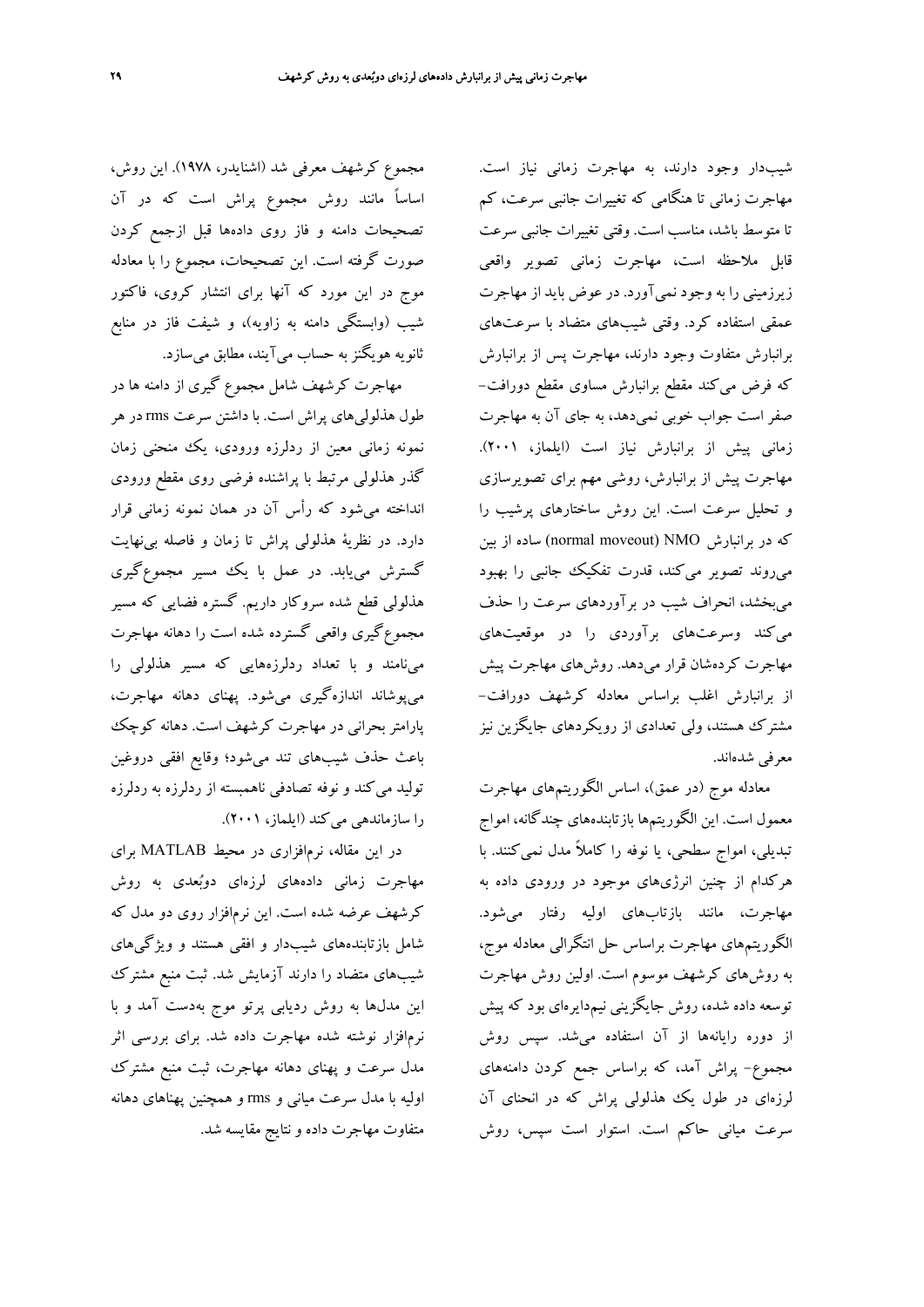شیب‌دار وجود دارند، به مهاجرت زمانی نیاز است. مهاجرت زمانی تا هنگامی که تغییرات جانبی سرعت، کم تا متوسط باشد، مناسب است. وقتی تغییرات جانبی سرعت قابل ملاحظه است، مهاجرت زمانی تصویر واقعی زیرزمینی را به وجود نمی‌آورد. در عوض باید از مهاجرت عمقی استفاده کرد. وقتی شیب‌های متضاد با سرعت‌های برانبارش متفاوت وجود دارند، مهاجرت پس از برانبارش که فرض می‌کند مقطع برانبارش مساوی مقطع دورافت- صفر است جواب خوبی نمی‌دهد، به جای آن به مهاجرت زمانی پیش از برانبارش نیاز است (ایلماز، ۲۰۰۱). مهاجرت پیش از برانبارش، روشی مهم برای تصویرسازی و تحلیل سرعت است. این روش ساختارهای پرشیب را که در برانبارش NMO (normal moveout) ساده از بین می‌روند تصویر می‌کند، قدرت تفکیک جانبی را بهبود می‌بخشد، انحراف شیب در برآوردهای سرعت را حذف می‌کند وسرعت‌های برآوردی را در موقعیت‌های مهاجرت کرده‌شان قرار می‌دهد. روش‌های مهاجرت پیش از برانبارش اغلب براساس معادله کرشهف دورافت- مشترک هستند، ولی تعدادی از رویکردهای جایگزین نیز معرفی شده‌اند.

معادله موج (در عمق)، اساس الگوریتم‌های مهاجرت معمول است. این الگوریتم‌ها بازتابنده‌های چندگانه، امواج تبدیلی، امواج سطحی، یا نوفه را کاملاً مدل نمی‌کنند. با هرکدام از چنین انرژی‌های موجود در ورودی داده به مهاجرت، مانند بازتاب‌های اولیه رفتار می‌شود. الگوریتم‌های مهاجرت براساس حل انتگرالی معادله موج، به روش‌های کرشهف موسوم است. اولین روش مهاجرت توسعه داده شده، روش جایگزینی نیم‌دایره‌ای بود که پیش از دوره رایانه‌ها از آن استفاده می‌شد. سپس روش مجموع- پراش آمد، که براساس جمع کردن دامنه‌های لرزه‌ای در طول یک هذلولی پراش که در انحنای آن سرعت میانی حاکم است. استوار است سپس، روش مجموع کرشهف معرفی شد (اشنایدر، ۱۹۷۸). این روش، اساساً مانند روش مجموع پراش است که در آن تصحیحات دامنه و فاز روی داده‌ها قبل ازجمع کردن صورت گرفته است. این تصحیحات، مجموع را با معادله موج در این مورد که آنها برای انتشار کروی، فاکتور شیب (وابستگی دامنه به زاویه)، و شیفت فاز در منابع ثانویه هویگنز به حساب می‌آیند، مطابق می‌سازد.

مهاجرت کرشهف شامل مجموع گیری از دامنه ها در طول هذلولی‌های پراش است. با داشتن سرعت rms در هر نمونه زمانی معین از ردلرزه ورودی، یک منحنی زمان گذر هذلولی مرتبط با پراشنده فرضی روی مقطع ورودی انداخته می‌شود که رأس آن در همان نمونه زمانی قرار دارد. در نظریهٔ هذلولی پراش تا زمان و فاصله بی‌نهایت گسترش می‌یابد. در عمل با یک مسیر مجموع‌گیری هذلولی قطع شده سروکار داریم. گستره فضایی که مسیر مجموع‌گیری واقعی گسترده شده است را دهانه مهاجرت می‌نامند و با تعداد ردلرزه‌هایی که مسیر هذلولی را می‌پوشاند اندازه‌گیری می‌شود. پهنای دهانه مهاجرت، پارامتر بحرانی در مهاجرت کرشهف است. دهانه کوچک باعث حذف شیب‌های تند می‌شود؛ وقایع افقی دروغین تولید می‌کند و نوفه تصادفی ناهمبسته از ردلرزه به ردلرزه را سازماندهی می‌کند (ایلماز، ۲۰۰۱).

در این مقاله، نرم‌افزاری در محیط MATLAB برای مهاجرت زمانی داده‌های لرزه‌ای دوبُعدی به روش کرشهف عرضه شده است. این نرم‌افزار روی دو مدل که شامل بازتابنده‌های شیب‌دار و افقی هستند و ویژگی‌های شیب‌های متضاد را دارند آزمایش شد. ثبت منبع مشترک این مدل‌ها به روش ردیابی پرتو موج به‌دست آمد و با نرم‌افزار نوشته شده مهاجرت داده شد. برای بررسی اثر مدل سرعت و پهنای دهانه مهاجرت، ثبت منبع مشترک اولیه با مدل سرعت میانی و rms و همچنین پهناهای دهانه متفاوت مهاجرت داده و نتایج مقایسه شد.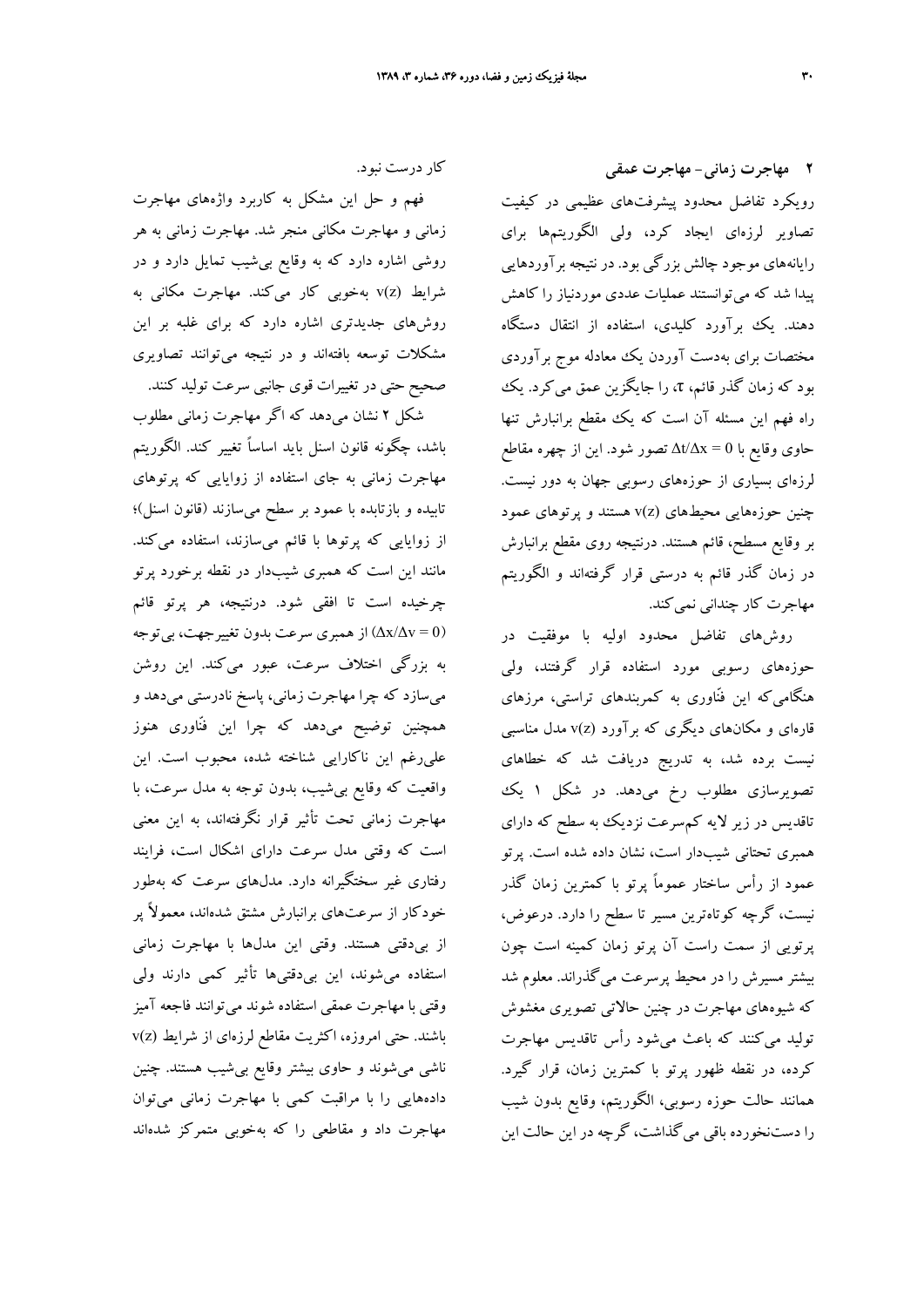## ۲ مهاجرت زمانی- مهاجرت عمقی

رویکرد تفاضل محدود پیشرفت‌های عظیمی در کیفیت تصاویر لرزه‌ای ایجاد کرد، ولی الگوریتم‌ها برای رایانه‌های موجود چالش بزرگی بود. در نتیجه برآوردهایی پیدا شد که می‌توانستند عملیات عددی موردنیاز را کاهش دهند. یک برآورد کلیدی، استفاده از انتقال دستگاه مختصات برای به‌دست آوردن یک معادله موج برآوردی بود که زمان گذر قائم، $\tau$، را جایگزین عمق می‌کرد. یک راه فهم این مسئله آن است که یک مقطع برانبارش تنها حاوی وقایع با $\Delta t/\Delta x = 0$ تصور شود. این از چهره مقاطع لرزه‌ای بسیاری از حوزه‌های رسوبی جهان به دور نیست. چنین حوزه‌هایی محیط‌های $v(z)$ هستند و پرتوهای عمود بر وقایع مسطح، قائم هستند. درنتیجه روی مقطع برانبارش در زمان گذر قائم به درستی قرار گرفته‌اند و الگوریتم مهاجرت کار چندانی نمی‌کند.

روش‌های تفاضل محدود اولیه با موفقیت در حوزه‌های رسوبی مورد استفاده قرار گرفتند، ولی هنگامی‌که این فنّاوری به کمربندهای تراستی، مرزهای قاره‌ای و مکان‌های دیگری که برآورد $v(z)$ مدل مناسبی نیست برده شد، به تدریج دریافت شد که خطاهای تصویرسازی مطلوب رخ می‌دهد. در شکل ۱ یک تاقدیس در زیر لایه کم‌سرعت نزدیک به سطح که دارای همبری تحتانی شیب‌دار است، نشان داده شده است. پرتو عمود از رأس ساختار عموماً پرتو با کمترین زمان گذر نیست، گرچه کوتاه‌ترین مسیر تا سطح را دارد. درعوض، پرتویی از سمت راست آن پرتو زمان کمینه است چون بیشتر مسیرش را در محیط پرسرعت می‌گذراند. معلوم شد که شیوه‌های مهاجرت در چنین حالاتی تصویری مغشوش تولید می‌کنند که باعث می‌شود رأس تاقدیس مهاجرت کرده، در نقطه ظهور پرتو با کمترین زمان، قرار گیرد. همانند حالت حوزه رسوبی، الگوریتم، وقایع بدون شیب را دست‌نخورده باقی می‌گذاشت، گرچه در این حالت این کار درست نبود.

فهم و حل این مشکل به کاربرد واژه‌های مهاجرت زمانی و مهاجرت مکانی منجر شد. مهاجرت زمانی به هر روشی اشاره دارد که به وقایع بی‌شیب تمایل دارد و در شرایط $v(z)$ به‌خوبی کار می‌کند. مهاجرت مکانی به روش‌های جدیدتری اشاره دارد که برای غلبه بر این مشکلات توسعه یافته‌اند و در نتیجه می‌توانند تصاویری صحیح حتی در تغییرات قوی جانبی سرعت تولید کنند.

شکل ۲ نشان می‌دهد که اگر مهاجرت زمانی مطلوب باشد، چگونه قانون اسنل باید اساساً تغییر کند. الگوریتم مهاجرت زمانی به جای استفاده از زوایایی که پرتوهای تابیده و بازتابده با عمود بر سطح می‌سازند (قانون اسنل)؛ از زوایایی که پرتوها با قائم می‌سازند، استفاده می‌کند. مانند این است که همبری شیب‌دار در نقطه برخورد پرتو چرخیده است تا افقی شود. درنتیجه، هر پرتو قائم $(\Delta x/\Delta v = 0)$ از همبری سرعت بدون تغییرجهت، بی‌توجه به بزرگی اختلاف سرعت، عبور می‌کند. این روشن می‌سازد که چرا مهاجرت زمانی، پاسخ نادرستی می‌دهد و همچنین توضیح می‌دهد که چرا این فنّاوری هنوز علی‌رغم این ناکارایی شناخته شده، محبوب است. این واقعیت که وقایع بی‌شیب، بدون توجه به مدل سرعت، با مهاجرت زمانی تحت تأثیر قرار نگرفته‌اند، به این معنی است که وقتی مدل سرعت دارای اشکال است، فرایند رفتاری غیر سختگیرانه دارد. مدل‌های سرعت که به‌طور خودکار از سرعت‌های برانبارش مشتق شده‌اند، معمولاً پر از بی‌دقتی هستند. وقتی این مدل‌ها با مهاجرت زمانی استفاده می‌شوند، این بی‌دقتی‌ها تأثیر کمی دارند ولی وقتی با مهاجرت عمقی استفاده شوند می‌توانند فاجعه آمیز باشند. حتی امروزه، اکثریت مقاطع لرزه‌ای از شرایط $v(z)$ ناشی می‌شوند و حاوی بیشتر وقایع بی‌شیب هستند. چنین داده‌هایی را با مراقبت کمی با مهاجرت زمانی می‌توان مهاجرت داد و مقاطعی را که به‌خوبی متمرکز شده‌اند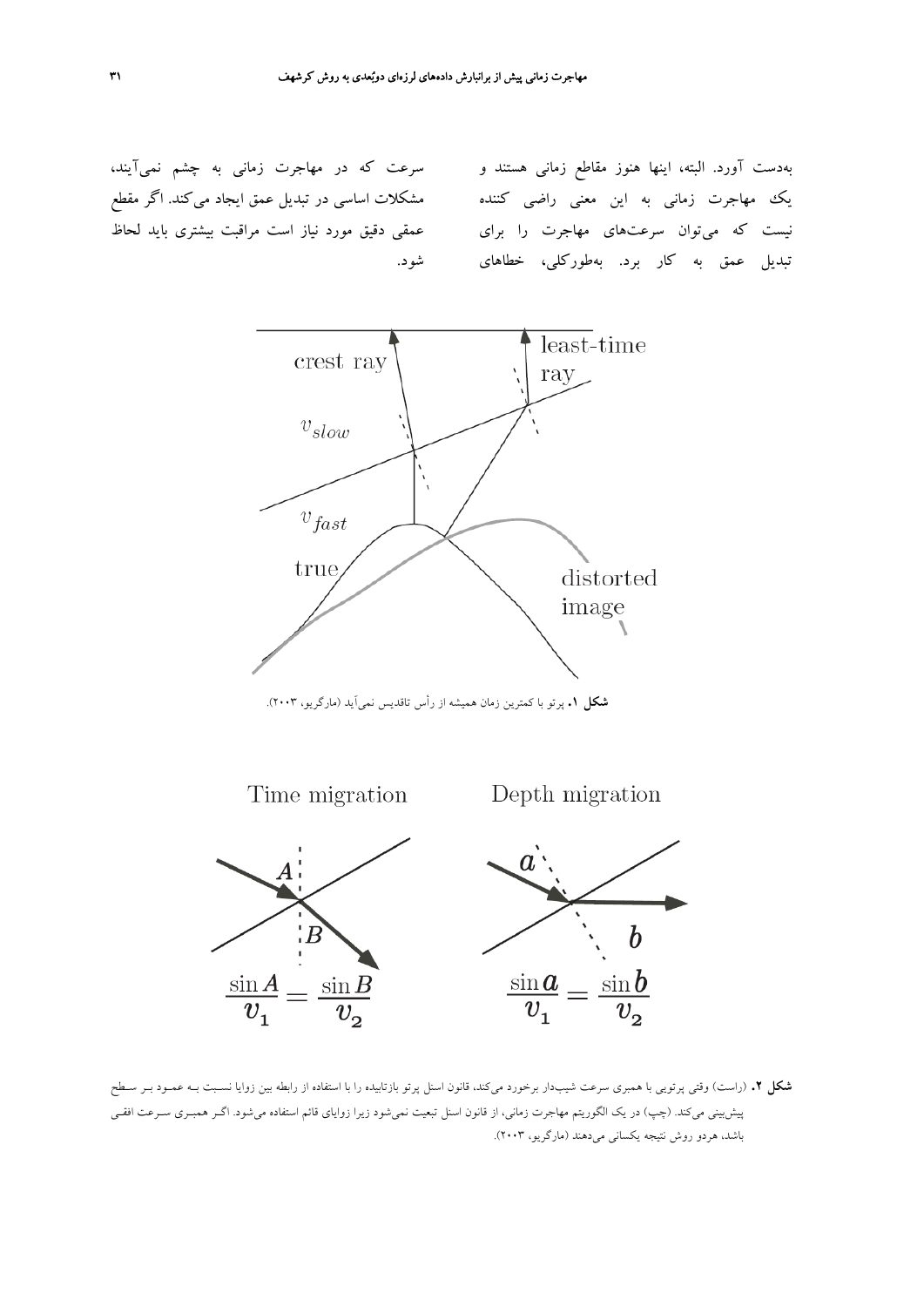به‌دست آورد. البته، اینها هنوز مقاطع زمانی هستند و یک مهاجرت زمانی به این معنی راضی کننده نیست که می‌توان سرعت‌های مهاجرت را برای تبدیل عمق به کار برد. به‌طورکلی، خطاهای سرعت که در مهاجرت زمانی به چشم نمی‌آیند، مشکلات اساسی در تبدیل عمق ایجاد می‌کند. اگر مقطع عمقی دقیق مورد نیاز است مراقبت بیشتری باید لحاظ شود.

**شکل ۱.** پرتو با کمترین زمان همیشه از رأس تاقدیس نمی‌آید (مارگریو، ۲۰۰۳).

**شکل ۲.** (راست) وقتی پرتویی با همبری سرعت شیب‌دار برخورد می‌کند، قانون اسنل پرتو بازتابیده را با استفاده از رابطه بین زوایا نسبت بـه عمـود بـر سـطح پیش‌بینی می‌کند. (چپ) در یک الگوریتم مهاجرت زمانی، از قانون اسنل تبعیت نمی‌شود زیرا زوایای قائم استفاده می‌شود. اگـر همبـری سـرعت افقـی باشد، هردو روش نتیجه یکسانی می‌دهند (مارگریو، ۲۰۰۳).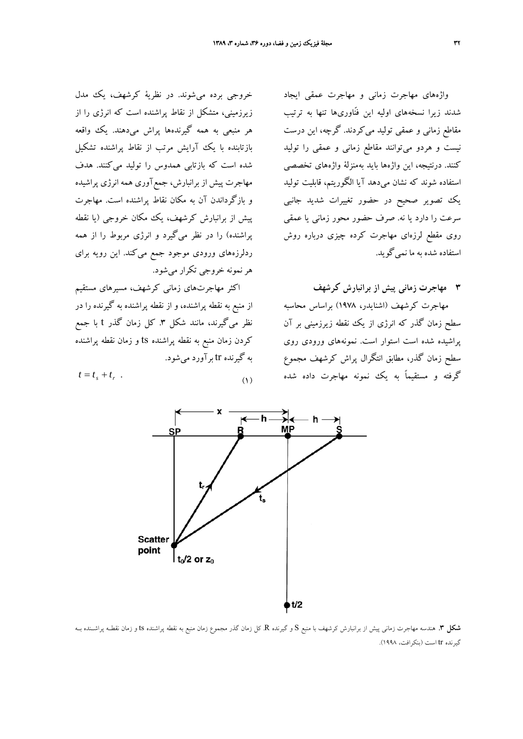واژه‌های مهاجرت زمانی و مهاجرت عمقی ایجاد شدند زیرا نسخه‌های اولیه این فنّاوری‌ها تنها به ترتیب مقاطع زمانی و عمقی تولید می‌کردند. گرچه، این درست نیست و هردو می‌توانند مقاطع زمانی و عمقی را تولید کنند. درنتیجه، این واژه‌ها باید به‌منزلهٔ واژه‌های تخصصی استفاده شوند که نشان می‌دهد آیا الگوریتم، قابلیت تولید یک تصویر صحیح در حضور تغییرات شدید جانبی سرعت را دارد یا نه. صرف حضور محور زمانی یا عمقی روی مقطع لرزه‌ای مهاجرت کرده چیزی درباره روش استفاده شده به ما نمی‌گوید.

## ۳ مهاجرت زمانی پیش از برانبارش کرشهف

مهاجرت کرشهف (اشنایدر، ۱۹۷۸) براساس محاسبه سطح زمان گذر که انرژی از یک نقطه زیرزمینی بر آن پراشیده شده است استوار است. نمونه‌های ورودی روی سطح زمان گذر، مطابق انتگرال پراش کرشهف مجموع گرفته و مستقیماً به یک نمونه مهاجرت داده شده خروجی برده می‌شوند. در نظریهٔ کرشهف، یک مدل زیرزمینی، متشکل از نقاط پراشنده است که انرژی را از هر منبعی به همه گیرنده‌ها پراش می‌دهند. یک واقعه بازتابنده با یک آرایش مرتب از نقاط پراشنده تشکیل شده است که بازتابی همدوس را تولید می‌کنند. هدف مهاجرت پیش از برانبارش، جمع‌آوری همه انرژی پراشیده و بازگرداندن آن به مکان نقاط پراشنده است. مهاجرت پیش از برانبارش کرشهف، یک مکان خروجی (یا نقطه پراشنده) را در نظر می‌گیرد و انرژی مربوط را از همه ردلرزه‌های ورودی موجود جمع می‌کند. این رویه برای هر نمونه خروجی تکرار می‌شود.

اکثر مهاجرت‌های زمانی کرشهف، مسیرهای مستقیم از منبع به نقطه پراشنده، و از نقطه پراشنده به گیرنده را در نظر می‌گیرند، مانند شکل ۳. کل زمان گذر t با جمع کردن زمان منبع به نقطه پراشنده ts و زمان نقطه پراشنده به گیرنده tr برآورد می‌شود.

$$t = t_s + t_r \quad . \tag{۱}$$

**شکل ۳.** هندسه مهاجرت زمانی پیش از برانبارش کرشهف با منبع S و گیرنده R. کل زمان گذر مجموع زمان منبع به نقطه پراشنده ts و زمان نقطه پراشنده به گیرنده tr است (بنکرافت، ۱۹۹۸).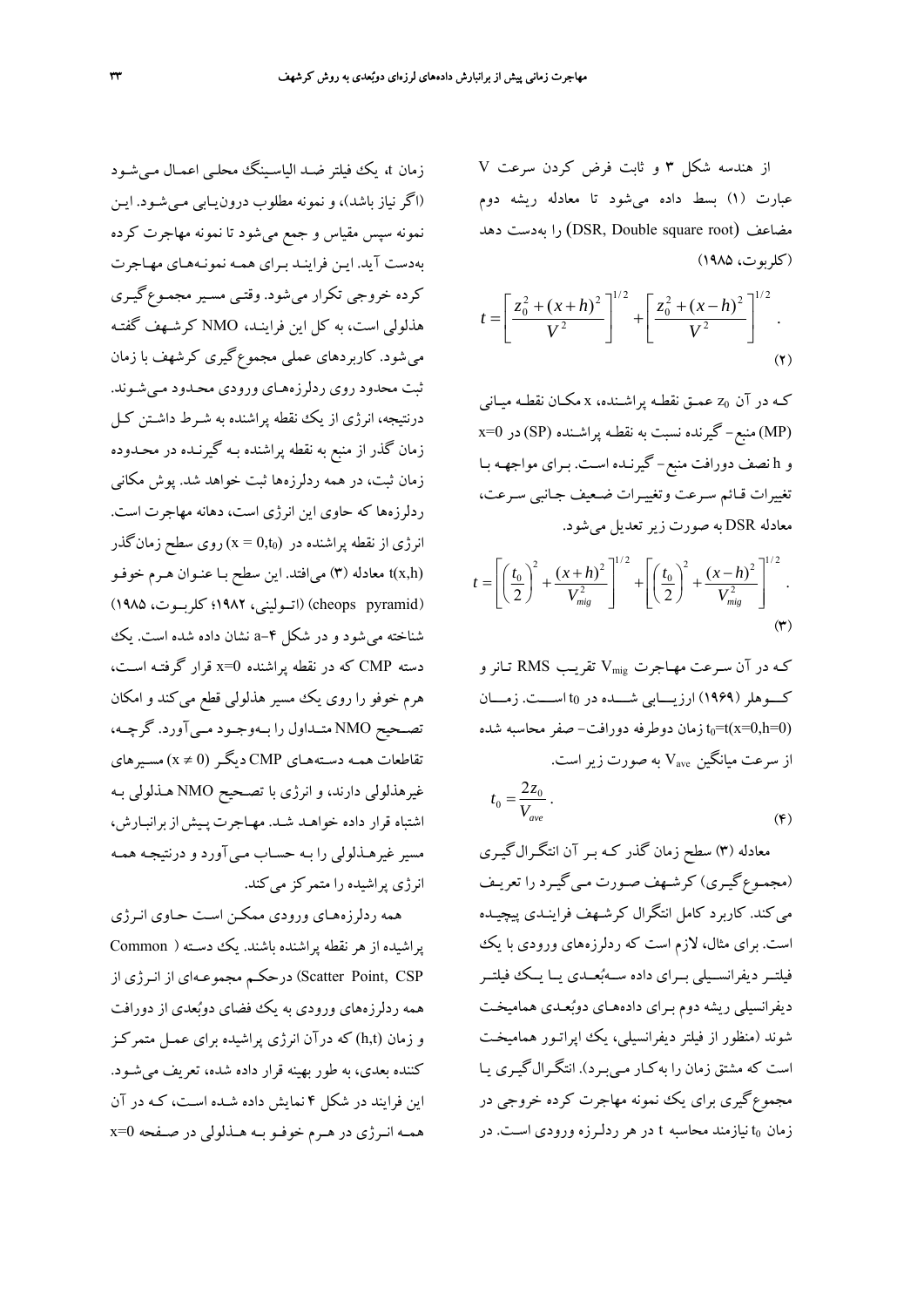از هندسه شکل ۳ و ثابت فرض کردن سرعت V عبارت (۱) بسط داده می‌شود تا معادله ریشه دوم مضاعف (DSR, Double square root) را به‌دست دهد (کلربوت، ۱۹۸۵)

$$t = \left[\frac{z_0^2 + (x+h)^2}{V^2}\right]^{1/2} + \left[\frac{z_0^2 + (x-h)^2}{V^2}\right]^{1/2} . \tag{۲}$$

که در آن $z_0$ عمق نقطه پراشنده، x مکان نقطه میانی (MP) منبع- گیرنده نسبت به نقطه پراشنده (SP) در x=0 و h نصف دورافت منبع- گیرنده است. برای مواجهه با تغییرات قائم سرعت وتغییرات ضعیف جانبی سرعت، معادله DSR به صورت زیر تعدیل می‌شود.

$$t = \left[\left(\frac{t_0}{2}\right)^2 + \frac{(x+h)^2}{V_{mig}^2}\right]^{1/2} + \left[\left(\frac{t_0}{2}\right)^2 + \frac{(x-h)^2}{V_{mig}^2}\right]^{1/2} . \tag{۳}$$

که در آن سرعت مهاجرت $V_{mig}$ تقریب RMS تانر و کوهلر (۱۹۶۹) ارزیابی شده در $t_0$ است. زمان $t_0=t(x=0,h=0)$ زمان دوطرفه دورافت- صفر محاسبه شده از سرعت میانگین $V_{ave}$ به صورت زیر است.

$$t_0 = \frac{2z_0}{V_{ave}} . \tag{۴}$$

معادله (۳) سطح زمان گذر که بر آن انتگرال‌گیری (مجموع‌گیری) کرشهف صورت می‌گیرد را تعریف می‌کند. کاربرد کامل انتگرال کرشهف فرایندی پیچیده است. برای مثال، لازم است که ردلرزه‌های ورودی با یک فیلتر دیفرانسیلی برای داده سه‌بُعدی یا یک فیلتر دیفرانسیلی ریشه دوم برای داده‌های دوبُعدی همامیخت شوند (منظور از فیلتر دیفرانسیلی، یک اپراتور همامیخت است که مشتق زمان را به‌کار می‌برد). انتگرال‌گیری یا مجموع‌گیری برای یک نمونه مهاجرت کرده خروجی در زمان $t_0$ نیازمند محاسبه t در هر ردلرزه ورودی است. در زمان t، یک فیلتر ضد الیاسینگ محلی اعمال می‌شود (اگر نیاز باشد)، و نمونه مطلوب درون‌یابی می‌شود. این نمونه سپس مقیاس و جمع می‌شود تا نمونه مهاجرت کرده به‌دست آید. این فرایند برای همه نمونه‌های مهاجرت کرده خروجی تکرار می‌شود. وقتی مسیر مجموع‌گیری هذلولی است، به کل این فرایند، NMO کرشهف گفته می‌شود. کاربردهای عملی مجموع‌گیری کرشهف با زمان ثبت محدود روی ردلرزه‌های ورودی محدود می‌شوند. درنتیجه، انرژی از یک نقطه پراشنده به شرط داشتن کل زمان گذر از منبع به نقطه پراشنده به گیرنده در محدوده زمان ثبت، در همه ردلرزه‌ها ثبت خواهد شد. پوش مکانی ردلرزه‌ها که حاوی این انرژی است، دهانه مهاجرت است. انرژی از نقطه پراشنده در $(x = 0,t_0)$ روی سطح زمان‌گذر t(x,h) معادله (۳) می‌افتد. این سطح با عنوان هرم خوفو (cheops pyramid) (اتولینی، ۱۹۸۲؛ کلربوت، ۱۹۸۵) شناخته می‌شود و در شکل ۴-a نشان داده شده است. یک دسته CMP که در نقطه پراشنده x=0 قرار گرفته است، هرم خوفو را روی یک مسیر هذلولی قطع می‌کند و امکان تصحیح NMO متداول را به‌وجود می‌آورد. گرچه، تقاطعات همه دسته‌های CMP دیگر $(x \neq 0)$ مسیرهای غیرهذلولی دارند، و انرژی با تصحیح NMO هذلولی به اشتباه قرار داده خواهد شد. مهاجرت پیش از برانبارش، مسیر غیرهذلولی را به حساب می‌آورد و درنتیجه همه انرژی پراشیده را متمرکز می‌کند.

همه ردلرزه‌های ورودی ممکن است حاوی انرژی پراشیده از هر نقطه پراشنده باشند. یک دسته (Common Scatter Point, CSP) درحکم مجموعه‌ای از انرژی از همه ردلرزه‌های ورودی به یک فضای دوبُعدی از دورافت و زمان (h,t) که درآن انرژی پراشیده برای عمل متمرکز کننده بعدی، به طور بهینه قرار داده شده، تعریف می‌شود. این فرایند در شکل ۴ نمایش داده شده است، که در آن همه انرژی در هرم خوفو به هذلولی در صفحه x=0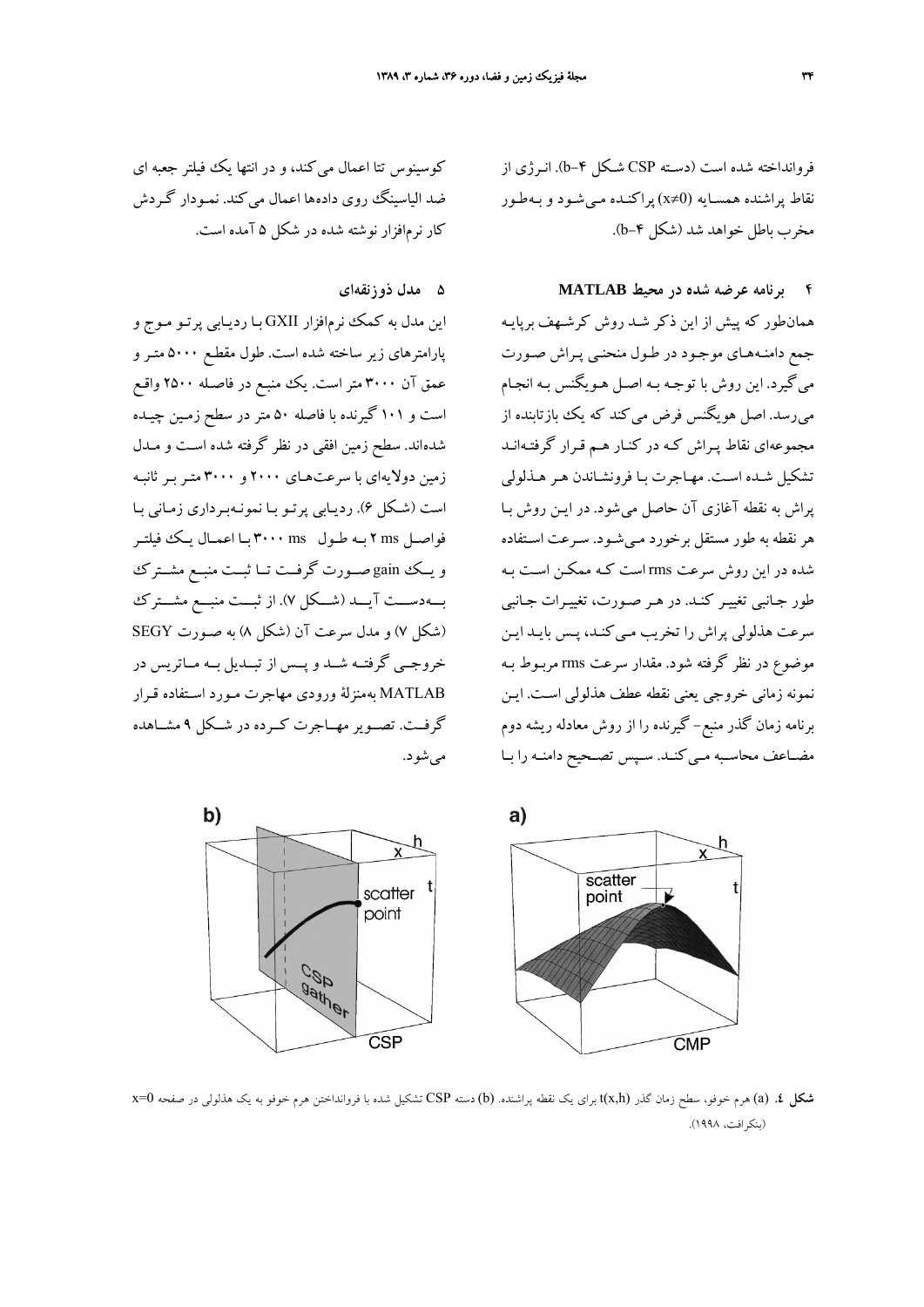فروانداخته شده است (دسته CSP شکل ۴-b). انرژی از نقاط پراشنده همسایه ($x \neq 0$) پراکنده می‌شود و به‌طور مخرب باطل خواهد شد (شکل ۴-b).

## ۴ برنامه عرضه شده در محیط MATLAB

همان‌طور که پیش از این ذکر شد روش کرشهف برپایه جمع دامنه‌های موجود در طول منحنی پراش صورت می‌گیرد. این روش با توجه به اصل هویگنس به انجام می‌رسد. اصل هویگنس فرض می‌کند که یک بازتابنده از مجموعه‌ای نقاط پراش که در کنار هم قرار گرفته‌اند تشکیل شده است. مهاجرت با فرونشاندن هر هذلولی پراش به نقطه آغازی آن حاصل می‌شود. در این روش با هر نقطه به طور مستقل برخورد می‌شود. سرعت استفاده شده در این روش سرعت rms است که ممکن است به طور جانبی تغییر کند. در هر صورت، تغییرات جانبی سرعت هذلولی پراش را تخریب می‌کند، پس باید این موضوع در نظر گرفته شود. مقدار سرعت rms مربوط به نمونه زمانی خروجی یعنی نقطه عطف هذلولی است. این برنامه زمان گذر منبع- گیرنده را از روش معادله ریشه دوم مضاعف محاسبه می‌کند. سپس تصحیح دامنه را با کوسینوس تتا اعمال می‌کند، و در انتها یک فیلتر جعبه ای ضد الیاسینگ روی داده‌ها اعمال می‌کند. نمودار گردش کار نرم‌افزار نوشته شده در شکل ۵ آمده است.

## ۵ مدل ذوزنقه‌ای

این مدل به کمک نرم‌افزار GXII با ردیابی پرتو موج و پارامترهای زیر ساخته شده است. طول مقطع ۵۰۰۰ متر و عمق آن ۳۰۰۰ متر است. یک منبع در فاصله ۲۵۰۰ واقع است و ۱۰۱ گیرنده با فاصله ۵۰ متر در سطح زمین چیده شده‌اند. سطح زمین افقی در نظر گرفته شده است و مدل زمین دولایه‌ای با سرعت‌های ۲۰۰۰ و ۳۰۰۰ متر بر ثانیه است (شکل ۶). ردیابی پرتو با نمونه‌برداری زمانی با فواصل ۲ ms به طول ۳۰۰۰ ms با اعمال یک فیلتر و یک gain صورت گرفت تا ثبت منبع مشترک به‌دست آید (شکل ۷). از ثبت منبع مشترک (شکل ۷) و مدل سرعت آن (شکل ۸) به صورت SEGY خروجی گرفته شد و پس از تبدیل به ماتریس در MATLAB به‌منزلهٔ ورودی مهاجرت مورد استفاده قرار گرفت. تصویر مهاجرت کرده در شکل ۹ مشاهده می‌شود.

**شکل ۴.** (a) هرم خوفو، سطح زمان گذر $t(x,h)$ برای یک نقطه پراشنده. (b) دسته CSP تشکیل شده با فروانداختن هرم خوفو به یک هذلولی در صفحه $x=0$ (بنکرافت، ۱۹۹۸).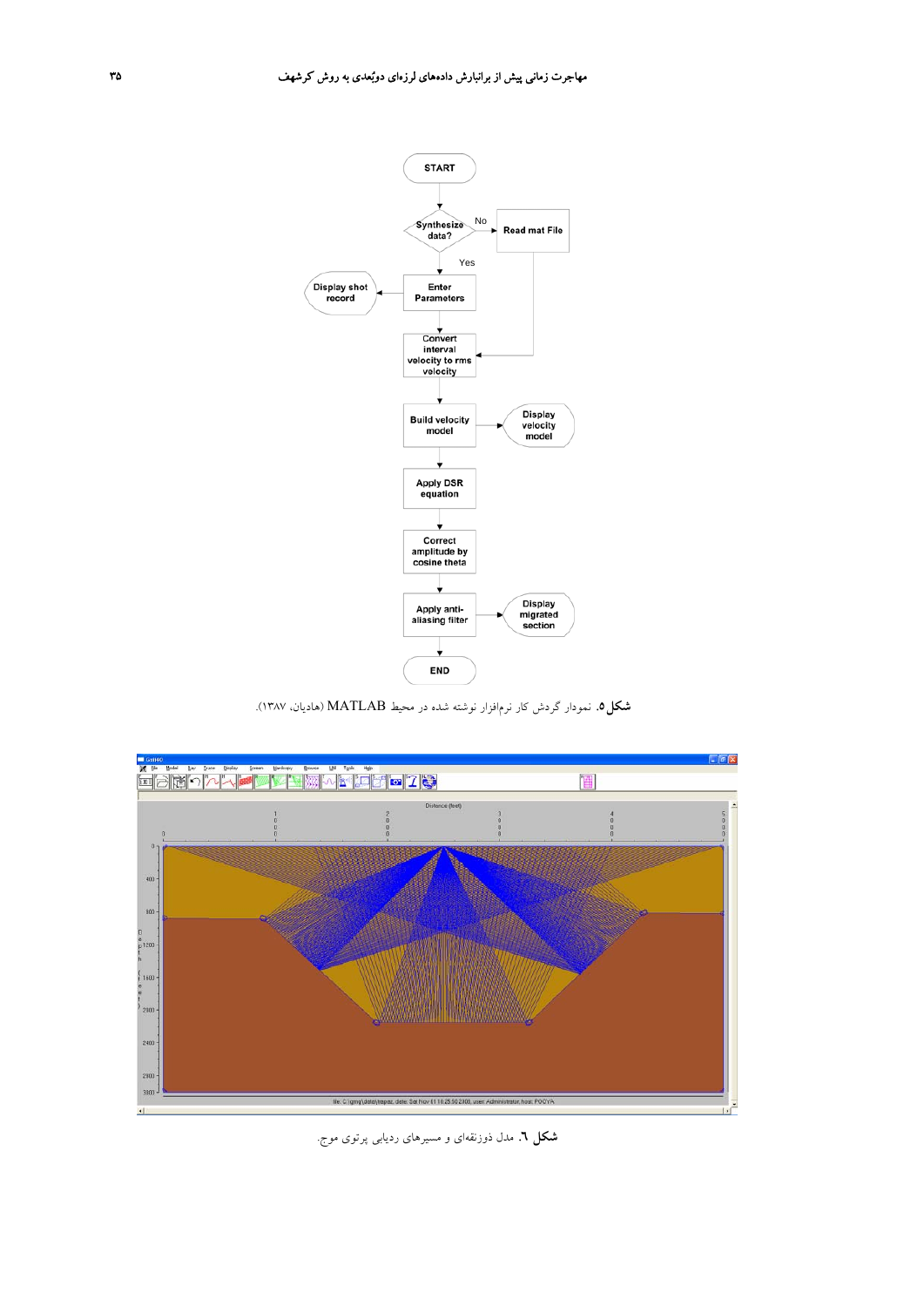START

Synthesize data? — No → Read mat File

Yes ↓

Enter Parameters → Display shot record

Convert interval velocity to rms velocity

Build velocity model → Display velocity model

Apply DSR equation

Correct amplitude by cosine theta

Apply anti-aliasing filter → Display migrated section

END

**شکل ۵.** نمودار گردش کار نرم‌افزار نوشته شده در محیط MATLAB (هادیان، ۱۳۸۷).

**شکل ٦.** مدل ذوزنقه‌ای و مسیرهای ردیابی پرتوی موج.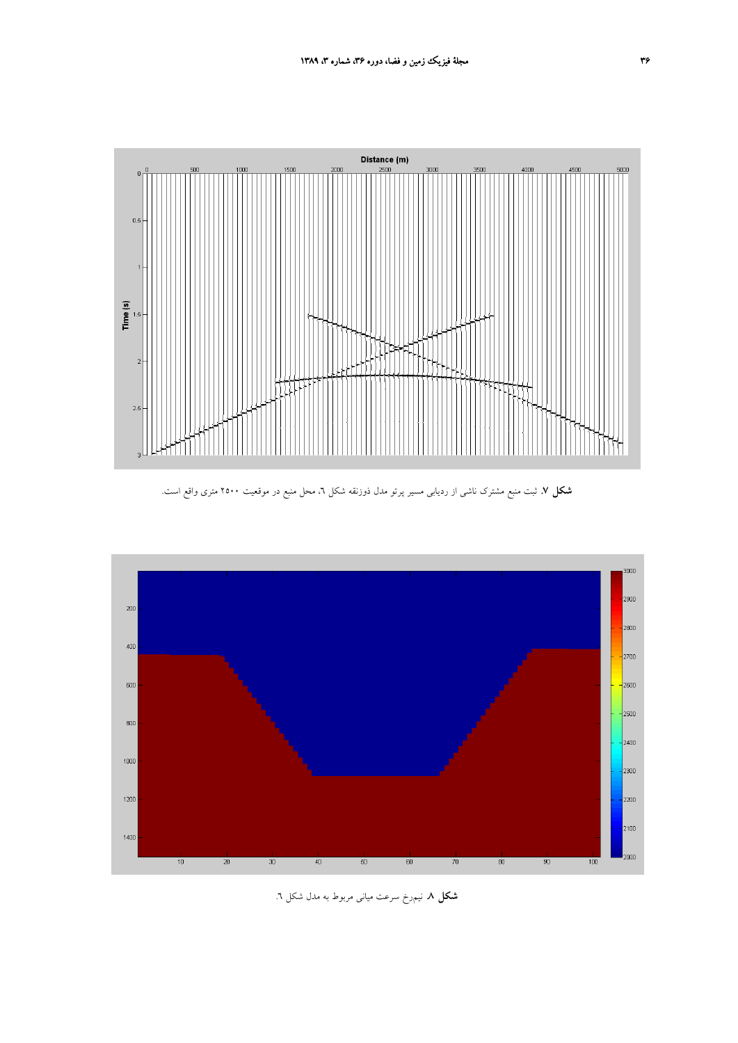**شکل ۷.** ثبت منبع مشترک ناشی از ردیابی مسیر پرتو مدل ذوزنقه شکل ٦، محل منبع در موقعیت ۲۵۰۰ متری واقع است.

**شکل ۸.** نیمرخ سرعت میانی مربوط به مدل شکل ٦.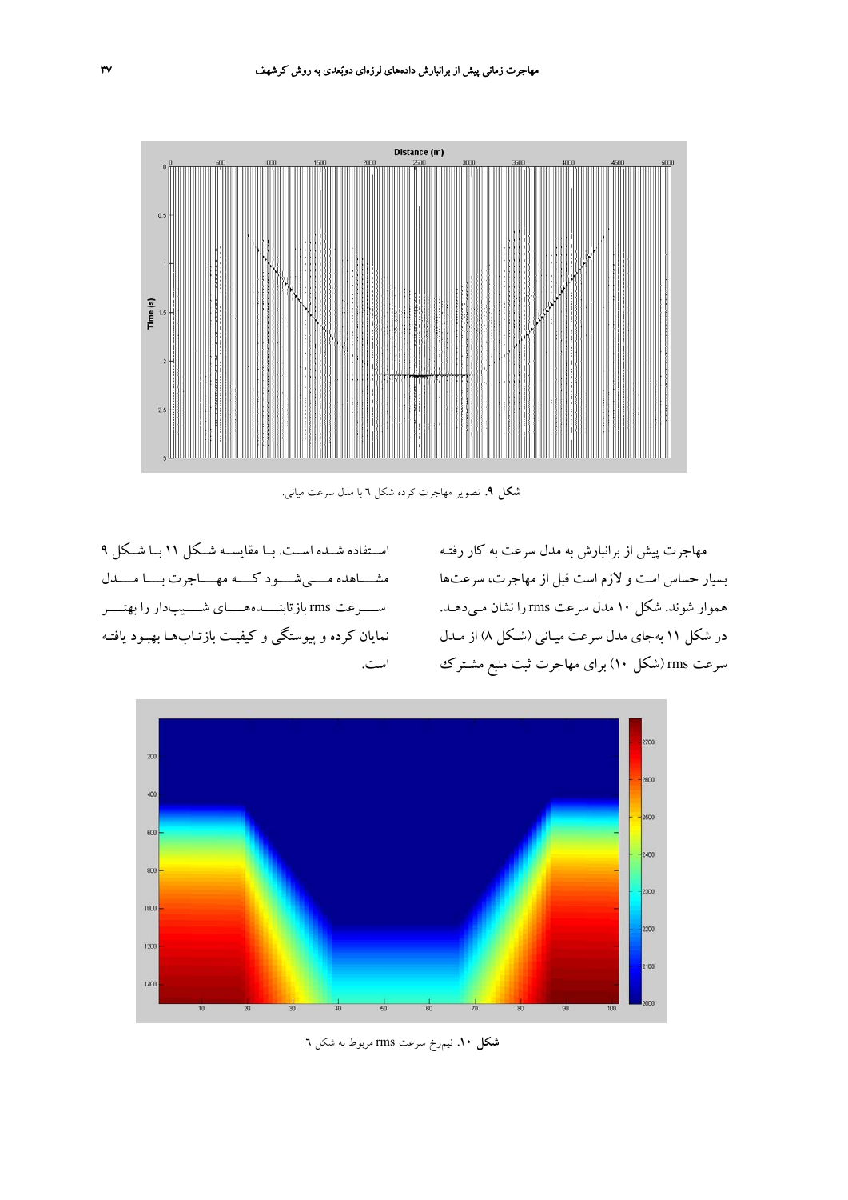شکل ۹. تصویر مهاجرت کرده شکل ۶ با مدل سرعت میانی.

مهاجرت پیش از برانبارش به مدل سرعت به کار رفته بسیار حساس است و لازم است قبل از مهاجرت، سرعت‌ها هموار شوند. شکل ۱۰ مدل سرعت rms را نشان می‌دهد. در شکل ۱۱ به‌جای مدل سرعت میانی (شکل ۸) از مدل سرعت rms (شکل ۱۰) برای مهاجرت ثبت منبع مشترک استفاده شده است. با مقایسه شکل ۱۱ با شکل ۹ مشاهده می‌شود که مهاجرت با مدل سرعت rms بازتابنده‌های شیب‌دار را بهتر نمایان کرده و پیوستگی و کیفیت بازتاب‌ها بهبود یافته است.

شکل ۱۰. نیم‌رخ سرعت rms مربوط به شکل ۶.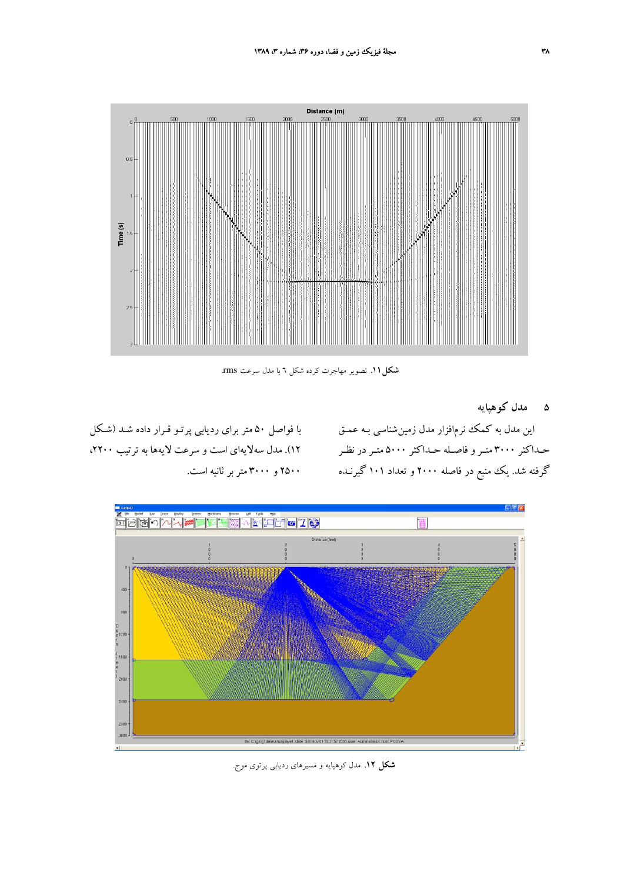شکل ۱۱. تصویر مهاجرت کرده شکل ۶ با مدل سرعت rms.

## ۵ مدل کوهپایه

این مدل به کمک نرم‌افزار مدل زمین‌شناسی به عمق حداکثر ۳۰۰۰ متر و فاصله حداکثر ۵۰۰۰ متر در نظر گرفته شد. یک منبع در فاصله ۲۰۰۰ و تعداد ۱۰۱ گیرنده با فواصل ۵۰ متر برای ردیابی پرتو قرار داده شد (شکل ۱۲). مدل سه‌لایه‌ای است و سرعت لایه‌ها به ترتیب ۲۲۰۰، ۲۵۰۰ و ۳۰۰۰ متر بر ثانیه است.

شکل ۱۲. مدل کوهپایه و مسیرهای ردیابی پرتوی موج.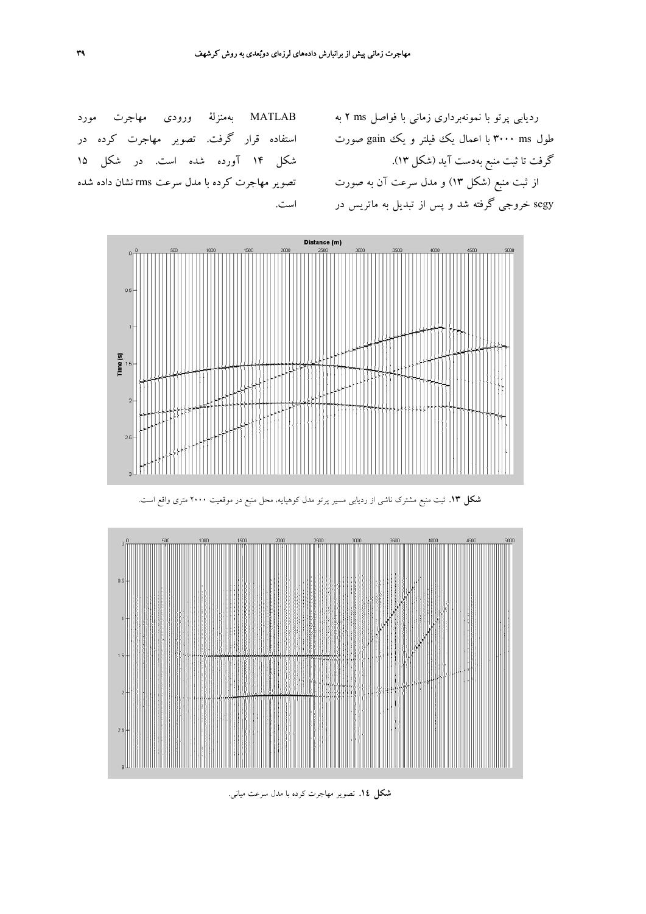ردیابی پرتو با نمونه‌برداری زمانی با فواصل ms ۲ به طول ms ۳۰۰۰ با اعمال یک فیلتر و یک gain صورت گرفت تا ثبت منبع به‌دست آید (شکل ۱۳).

از ثبت منبع (شکل ۱۳) و مدل سرعت آن به صورت segy خروجی گرفته شد و پس از تبدیل به ماتریس در MATLAB به‌منزلهٔ ورودی مهاجرت مورد استفاده قرار گرفت. تصویر مهاجرت کرده در شکل ۱۴ آورده شده است. در شکل ۱۵ تصویر مهاجرت کرده با مدل سرعت rms نشان داده شده است.

**شکل ۱۳.** ثبت منبع مشترک ناشی از ردیابی مسیر پرتو مدل کوهپایه، محل منبع در موقعیت ۲۰۰۰ متری واقع است.

**شکل ١٤.** تصویر مهاجرت کرده با مدل سرعت میانی.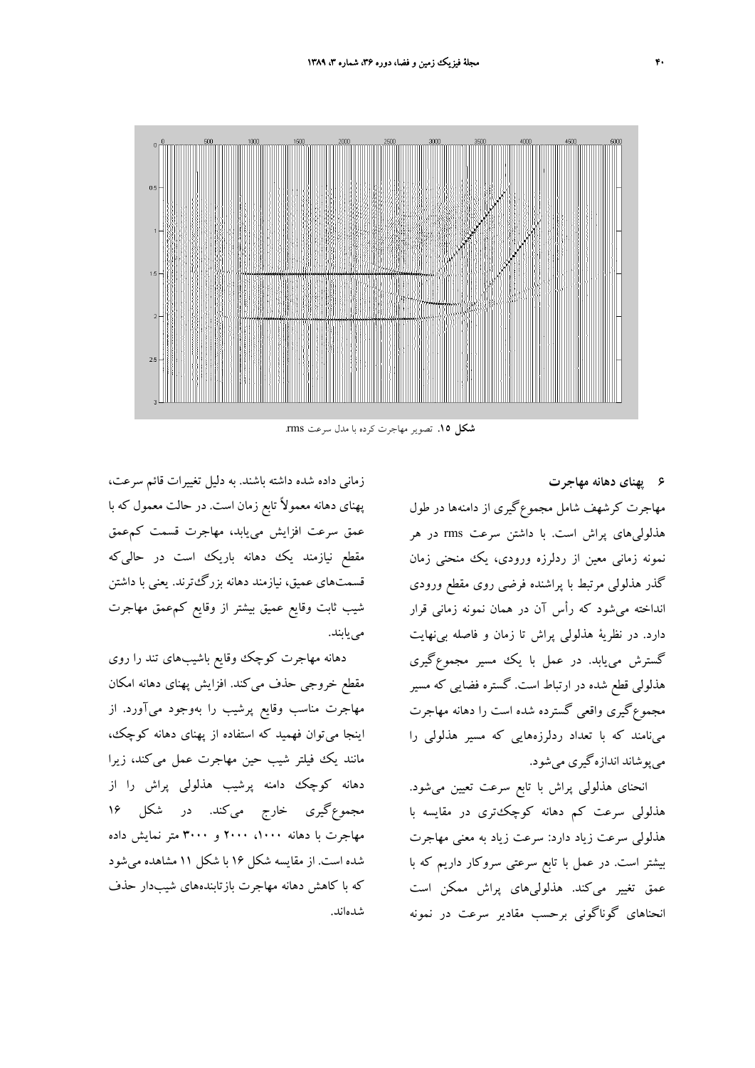**شکل ۱۵.** تصویر مهاجرت کرده با مدل سرعت rms.

## ۶ پهنای دهانه مهاجرت

مهاجرت کرشهف شامل مجموع‌گیری از دامنه‌ها در طول هذلولی‌های پراش است. با داشتن سرعت rms در هر نمونه زمانی معین از ردلرزه ورودی، یک منحنی زمان گذر هذلولی مرتبط با پراشنده فرضی روی مقطع ورودی انداخته می‌شود که رأس آن در همان نمونه زمانی قرار دارد. در نظریهٔ هذلولی پراش تا زمان و فاصله بی‌نهایت گسترش می‌یابد. در عمل با یک مسیر مجموع‌گیری هذلولی قطع شده در ارتباط است. گستره فضایی که مسیر مجموع‌گیری واقعی گسترده شده است را دهانه مهاجرت می‌نامند که با تعداد ردلرزه‌هایی که مسیر هذلولی را می‌پوشاند اندازه‌گیری می‌شود.

انحنای هذلولی پراش با تابع سرعت تعیین می‌شود. هذلولی سرعت کم دهانه کوچک‌تری در مقایسه با هذلولی سرعت زیاد دارد: سرعت زیاد به معنی مهاجرت بیشتر است. در عمل با تابع سرعتی سروکار داریم که با عمق تغییر می‌کند. هذلولی‌های پراش ممکن است انحناهای گوناگونی برحسب مقادیر سرعت در نمونه زمانی داده شده داشته باشند. به دلیل تغییرات قائم سرعت، پهنای دهانه معمولاً تابع زمان است. در حالت معمول که با عمق سرعت افزایش می‌یابد، مهاجرت قسمت کم‌عمق مقطع نیازمند یک دهانه باریک است در حالی‌که قسمت‌های عمیق، نیازمند دهانه بزرگ‌ترند. یعنی با داشتن شیب ثابت وقایع عمیق بیشتر از وقایع کم‌عمق مهاجرت می‌یابند.

دهانه مهاجرت کوچک وقایع باشیب‌های تند را روی مقطع خروجی حذف می‌کند. افزایش پهنای دهانه امکان مهاجرت مناسب وقایع پرشیب را به‌وجود می‌آورد. از اینجا می‌توان فهمید که استفاده از پهنای دهانه کوچک، مانند یک فیلتر شیب حین مهاجرت عمل می‌کند، زیرا دهانه کوچک دامنه پرشیب هذلولی پراش را از مجموع‌گیری خارج می‌کند. در شکل ۱۶ مهاجرت با دهانه ۱۰۰۰، ۲۰۰۰ و ۳۰۰۰ متر نمایش داده شده است. از مقایسه شکل ۱۶ با شکل ۱۱ مشاهده می‌شود که با کاهش دهانه مهاجرت بازتابنده‌های شیب‌دار حذف شده‌اند.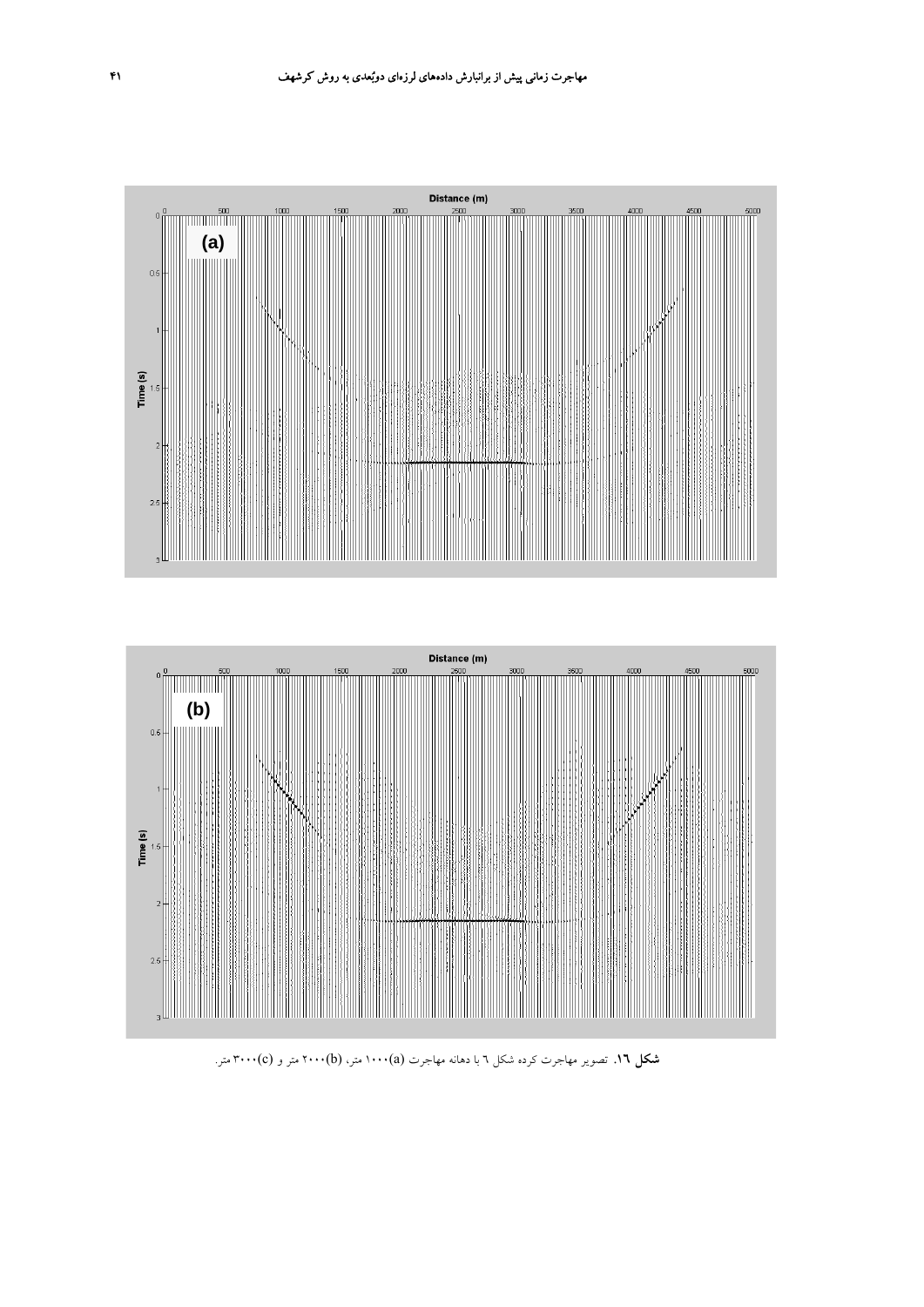**شکل ۱۶.** تصویر مهاجرت کرده شکل ٦ با دهانه مهاجرت (a)۱۰۰۰ متر، (b)۲۰۰۰ متر و (c)۳۰۰۰ متر.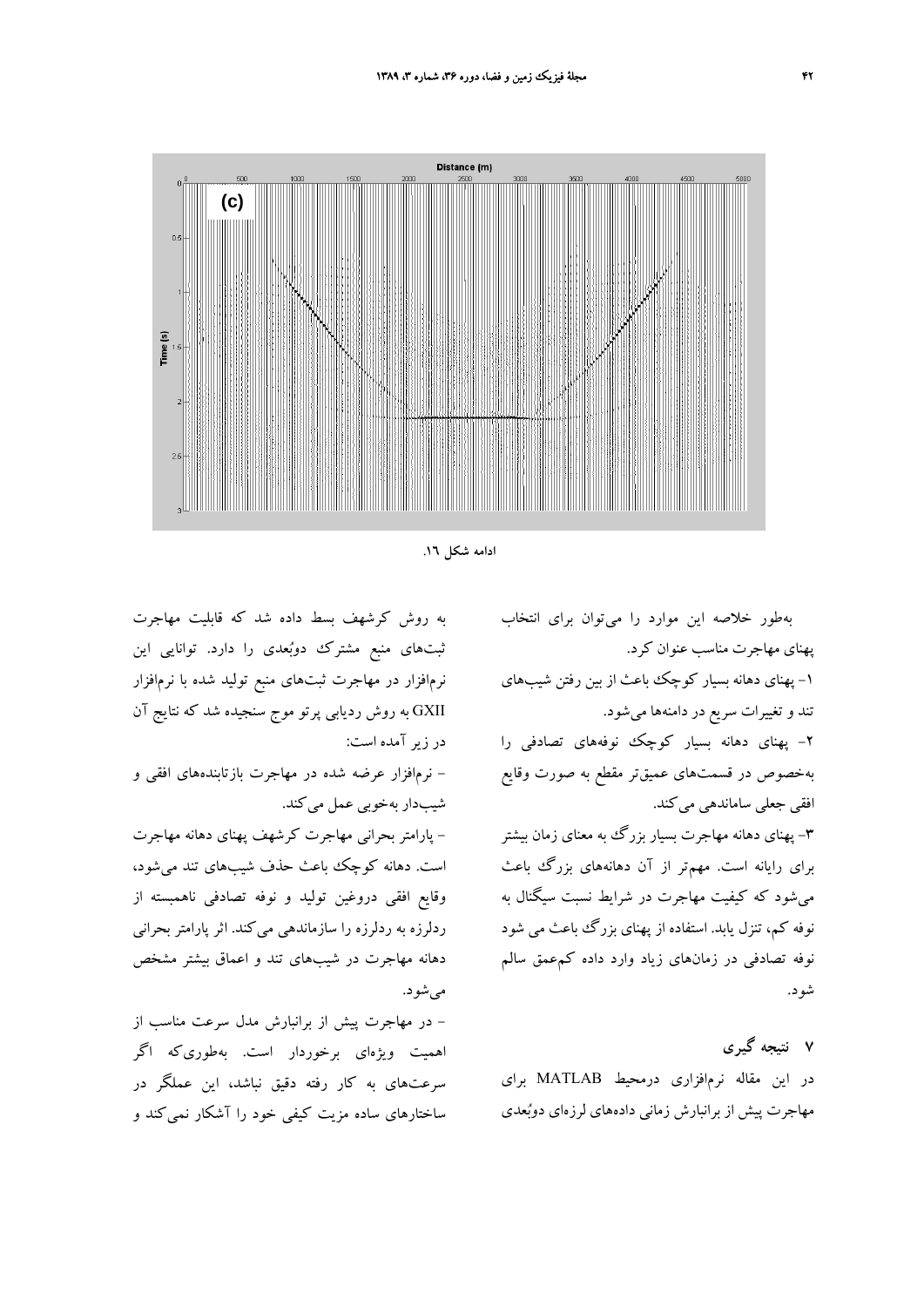ادامه شکل ۱۶.

به‌طور خلاصه این موارد را می‌توان برای انتخاب پهنای مهاجرت مناسب عنوان کرد.

۱- پهنای دهانه بسیار کوچک باعث از بین رفتن شیب‌های تند و تغییرات سریع در دامنه‌ها می‌شود.

۲- پهنای دهانه بسیار کوچک نوفه‌های تصادفی را به‌خصوص در قسمت‌های عمیق‌تر مقطع به صورت وقایع افقی جعلی ساماندهی می‌کند.

۳- پهنای دهانه مهاجرت بسیار بزرگ به معنای زمان بیشتر برای رایانه است. مهم‌تر از آن دهانه‌های بزرگ باعث می‌شود که کیفیت مهاجرت در شرایط نسبت سیگنال به نوفه کم، تنزل یابد. استفاده از پهنای بزرگ باعث می شود نوفه تصادفی در زمان‌های زیاد وارد داده کم‌عمق سالم شود.

## ۷ نتیجه گیری

در این مقاله نرم‌افزاری درمحیط MATLAB برای مهاجرت پیش از برانبارش زمانی داده‌های لرزه‌ای دوبُعدی به روش کرشهف بسط داده شد که قابلیت مهاجرت ثبت‌های منبع مشترک دوبُعدی را دارد. توانایی این نرم‌افزار در مهاجرت ثبت‌های منبع تولید شده با نرم‌افزار GXII به روش ردیابی پرتو موج سنجیده شد که نتایج آن در زیر آمده است:

- نرم‌افزار عرضه شده در مهاجرت بازتابنده‌های افقی و شیب‌دار به‌خوبی عمل می‌کند.

- پارامتر بحرانی مهاجرت کرشهف پهنای دهانه مهاجرت است. دهانه کوچک باعث حذف شیب‌های تند می‌شود، وقایع افقی دروغین تولید و نوفه تصادفی ناهمبسته از ردلرزه به ردلرزه را سازماندهی می‌کند. اثر پارامتر بحرانی دهانه مهاجرت در شیب‌های تند و اعماق بیشتر مشخص می‌شود.

- در مهاجرت پیش از برانبارش مدل سرعت مناسب از اهمیت ویژه‌ای برخوردار است. به‌طوری‌که اگر سرعت‌های به کار رفته دقیق نباشد، این عملگر در ساختارهای ساده مزیت کیفی خود را آشکار نمی‌کند و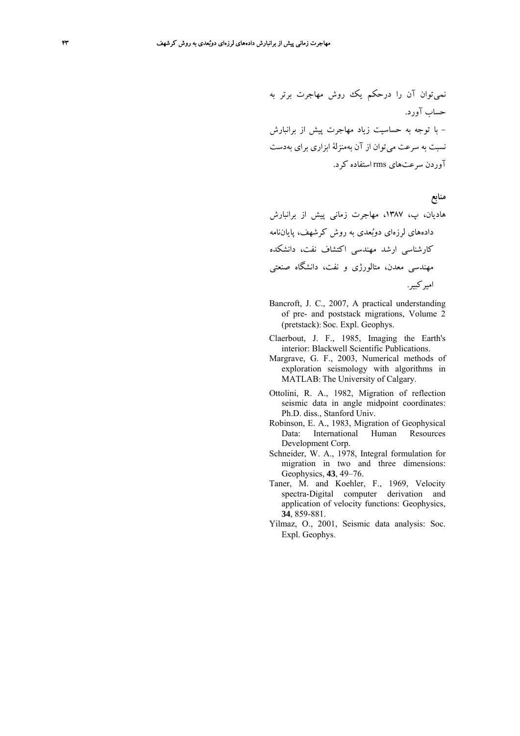نمی‌توان آن را درحکم یک روش مهاجرت برتر به حساب آورد.

– با توجه به حساسیت زیاد مهاجرت پیش از برانبارش نسبت به سرعت می‌توان از آن به‌منزلهٔ ابزاری برای به‌دست آوردن سرعت‌های rms استفاده کرد.

## منابع

هادیان، پ، ۱۳۸۷، مهاجرت زمانی پیش از برانبارش داده‌های لرزه‌ای دوبُعدی به روش کرشهف، پایان‌نامه کارشناسی ارشد مهندسی اکتشاف نفت، دانشکده مهندسی معدن، متالورژی و نفت، دانشگاه صنعتی امیرکبیر.

Bancroft, J. C., 2007, A practical understanding of pre- and poststack migrations, Volume 2 (pretstack): Soc. Expl. Geophys.

Claerbout, J. F., 1985, Imaging the Earth's interior: Blackwell Scientific Publications.

Margrave, G. F., 2003, Numerical methods of exploration seismology with algorithms in MATLAB: The University of Calgary.

Ottolini, R. A., 1982, Migration of reflection seismic data in angle midpoint coordinates: Ph.D. diss., Stanford Univ.

Robinson, E. A., 1983, Migration of Geophysical Data: International Human Resources Development Corp.

Schneider, W. A., 1978, Integral formulation for migration in two and three dimensions: Geophysics, **43**, 49–76.

Taner, M. and Koehler, F., 1969, Velocity spectra-Digital computer derivation and application of velocity functions: Geophysics, **34**, 859-881.

Yilmaz, O., 2001, Seismic data analysis: Soc. Expl. Geophys.